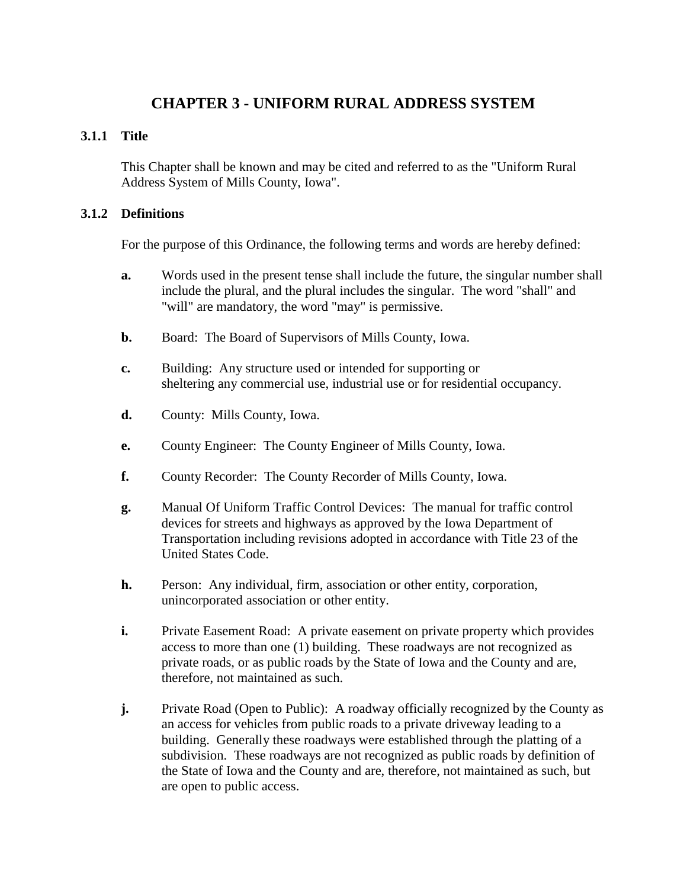# CHAPTER 3 - UNIFORM RURAL ADDRESS SYSTEM

## 3.1.1 Title

This Chapter shall be known and may be cited and referred to as the "Uniform Rural Address System of Mills County, Iowa".

## 3.1.2 Definitions

For the purpose of this Ordinance, the following terms and words are hereby defined:

**a.** Words used in the present tense shall include the future, the singular number shall include the plural, and the plural includes the singular. The word "shall" and "will" are mandatory, the word "may" is permissive.

**b.** Board: The Board of Supervisors of Mills County, Iowa.

**c.** Building: Any structure used or intended for supporting or sheltering any commercial use, industrial use or for residential occupancy.

**d.** County: Mills County, Iowa.

**e.** County Engineer: The County Engineer of Mills County, Iowa.

**f.** County Recorder: The County Recorder of Mills County, Iowa.

**g.** Manual Of Uniform Traffic Control Devices: The manual for traffic control devices for streets and highways as approved by the Iowa Department of Transportation including revisions adopted in accordance with Title 23 of the United States Code.

**h.** Person: Any individual, firm, association or other entity, corporation, unincorporated association or other entity.

**i.** Private Easement Road: A private easement on private property which provides access to more than one (1) building. These roadways are not recognized as private roads, or as public roads by the State of Iowa and the County and are, therefore, not maintained as such.

**j.** Private Road (Open to Public): A roadway officially recognized by the County as an access for vehicles from public roads to a private driveway leading to a building. Generally these roadways were established through the platting of a subdivision. These roadways are not recognized as public roads by definition of the State of Iowa and the County and are, therefore, not maintained as such, but are open to public access.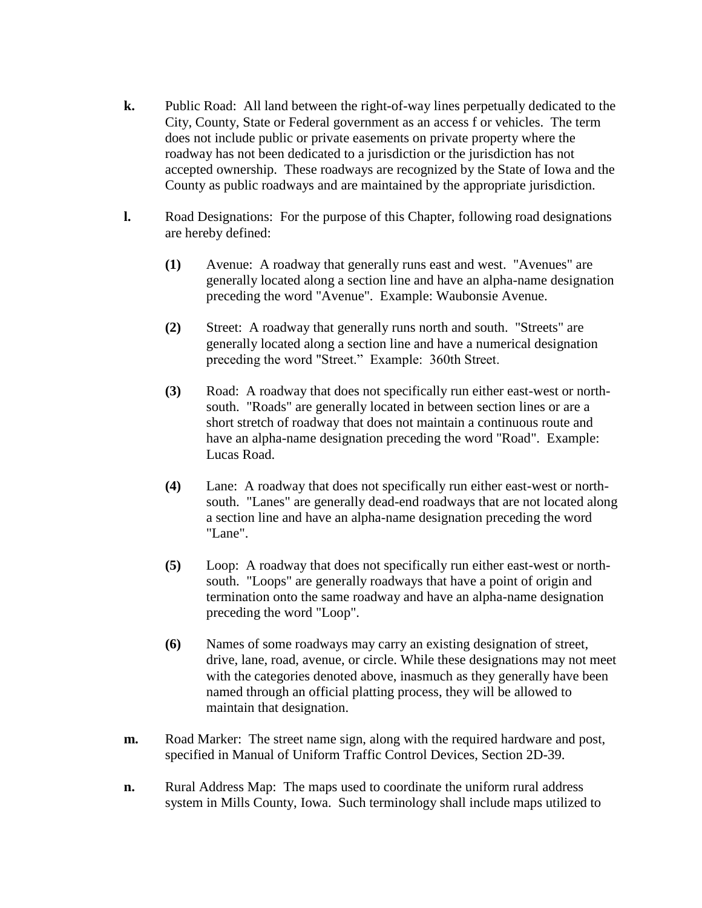**k.** Public Road: All land between the right-of-way lines perpetually dedicated to the City, County, State or Federal government as an access f or vehicles. The term does not include public or private easements on private property where the roadway has not been dedicated to a jurisdiction or the jurisdiction has not accepted ownership. These roadways are recognized by the State of Iowa and the County as public roadways and are maintained by the appropriate jurisdiction.

**l.** Road Designations: For the purpose of this Chapter, following road designations are hereby defined:

**(1)** Avenue: A roadway that generally runs east and west. "Avenues" are generally located along a section line and have an alpha-name designation preceding the word "Avenue". Example: Waubonsie Avenue.

**(2)** Street: A roadway that generally runs north and south. "Streets" are generally located along a section line and have a numerical designation preceding the word "Street." Example: 360th Street.

**(3)** Road: A roadway that does not specifically run either east-west or north-south. "Roads" are generally located in between section lines or are a short stretch of roadway that does not maintain a continuous route and have an alpha-name designation preceding the word "Road". Example: Lucas Road.

**(4)** Lane: A roadway that does not specifically run either east-west or north-south. "Lanes" are generally dead-end roadways that are not located along a section line and have an alpha-name designation preceding the word "Lane".

**(5)** Loop: A roadway that does not specifically run either east-west or north-south. "Loops" are generally roadways that have a point of origin and termination onto the same roadway and have an alpha-name designation preceding the word "Loop".

**(6)** Names of some roadways may carry an existing designation of street, drive, lane, road, avenue, or circle. While these designations may not meet with the categories denoted above, inasmuch as they generally have been named through an official platting process, they will be allowed to maintain that designation.

**m.** Road Marker: The street name sign, along with the required hardware and post, specified in Manual of Uniform Traffic Control Devices, Section 2D-39.

**n.** Rural Address Map: The maps used to coordinate the uniform rural address system in Mills County, Iowa. Such terminology shall include maps utilized to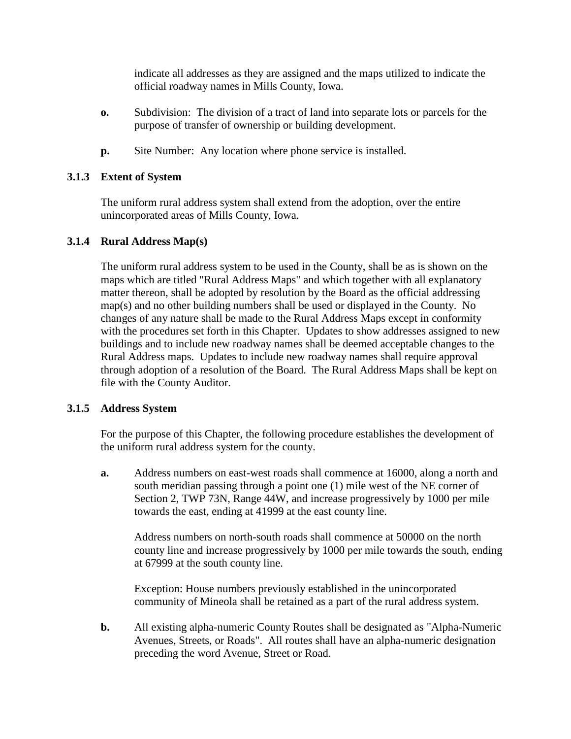indicate all addresses as they are assigned and the maps utilized to indicate the official roadway names in Mills County, Iowa.

**o.** Subdivision: The division of a tract of land into separate lots or parcels for the purpose of transfer of ownership or building development.

**p.** Site Number: Any location where phone service is installed.

### 3.1.3 Extent of System

The uniform rural address system shall extend from the adoption, over the entire unincorporated areas of Mills County, Iowa.

### 3.1.4 Rural Address Map(s)

The uniform rural address system to be used in the County, shall be as is shown on the maps which are titled "Rural Address Maps" and which together with all explanatory matter thereon, shall be adopted by resolution by the Board as the official addressing map(s) and no other building numbers shall be used or displayed in the County. No changes of any nature shall be made to the Rural Address Maps except in conformity with the procedures set forth in this Chapter. Updates to show addresses assigned to new buildings and to include new roadway names shall be deemed acceptable changes to the Rural Address maps. Updates to include new roadway names shall require approval through adoption of a resolution of the Board. The Rural Address Maps shall be kept on file with the County Auditor.

### 3.1.5 Address System

For the purpose of this Chapter, the following procedure establishes the development of the uniform rural address system for the county.

**a.** Address numbers on east-west roads shall commence at 16000, along a north and south meridian passing through a point one (1) mile west of the NE corner of Section 2, TWP 73N, Range 44W, and increase progressively by 1000 per mile towards the east, ending at 41999 at the east county line.

Address numbers on north-south roads shall commence at 50000 on the north county line and increase progressively by 1000 per mile towards the south, ending at 67999 at the south county line.

Exception: House numbers previously established in the unincorporated community of Mineola shall be retained as a part of the rural address system.

**b.** All existing alpha-numeric County Routes shall be designated as "Alpha-Numeric Avenues, Streets, or Roads". All routes shall have an alpha-numeric designation preceding the word Avenue, Street or Road.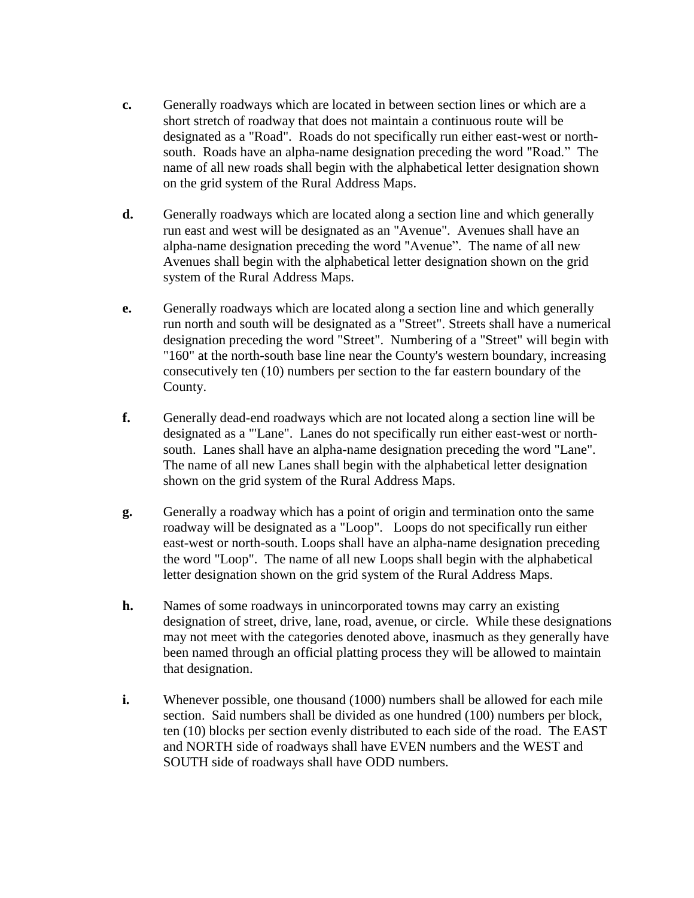**c.** Generally roadways which are located in between section lines or which are a short stretch of roadway that does not maintain a continuous route will be designated as a "Road". Roads do not specifically run either east-west or north-south. Roads have an alpha-name designation preceding the word "Road." The name of all new roads shall begin with the alphabetical letter designation shown on the grid system of the Rural Address Maps.

**d.** Generally roadways which are located along a section line and which generally run east and west will be designated as an "Avenue". Avenues shall have an alpha-name designation preceding the word "Avenue". The name of all new Avenues shall begin with the alphabetical letter designation shown on the grid system of the Rural Address Maps.

**e.** Generally roadways which are located along a section line and which generally run north and south will be designated as a "Street". Streets shall have a numerical designation preceding the word "Street". Numbering of a "Street" will begin with "160" at the north-south base line near the County's western boundary, increasing consecutively ten (10) numbers per section to the far eastern boundary of the County.

**f.** Generally dead-end roadways which are not located along a section line will be designated as a "'Lane". Lanes do not specifically run either east-west or north-south. Lanes shall have an alpha-name designation preceding the word "Lane". The name of all new Lanes shall begin with the alphabetical letter designation shown on the grid system of the Rural Address Maps.

**g.** Generally a roadway which has a point of origin and termination onto the same roadway will be designated as a "Loop". Loops do not specifically run either east-west or north-south. Loops shall have an alpha-name designation preceding the word "Loop". The name of all new Loops shall begin with the alphabetical letter designation shown on the grid system of the Rural Address Maps.

**h.** Names of some roadways in unincorporated towns may carry an existing designation of street, drive, lane, road, avenue, or circle. While these designations may not meet with the categories denoted above, inasmuch as they generally have been named through an official platting process they will be allowed to maintain that designation.

**i.** Whenever possible, one thousand (1000) numbers shall be allowed for each mile section. Said numbers shall be divided as one hundred (100) numbers per block, ten (10) blocks per section evenly distributed to each side of the road. The EAST and NORTH side of roadways shall have EVEN numbers and the WEST and SOUTH side of roadways shall have ODD numbers.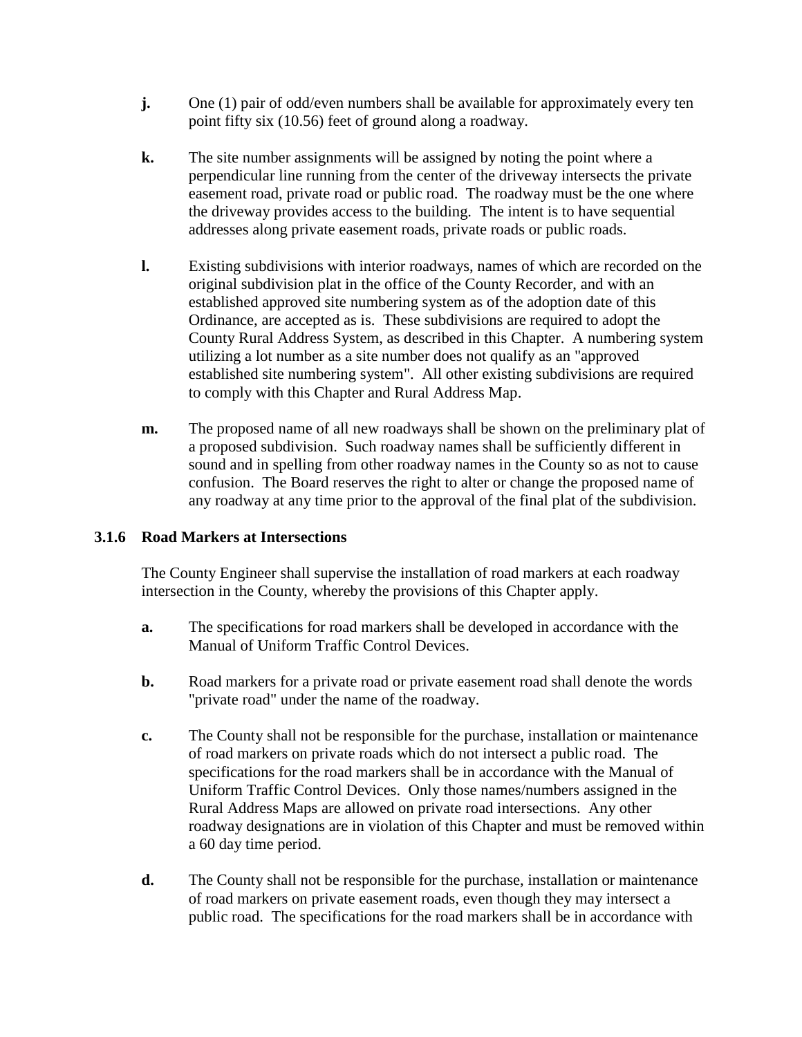**j.** One (1) pair of odd/even numbers shall be available for approximately every ten point fifty six (10.56) feet of ground along a roadway.

**k.** The site number assignments will be assigned by noting the point where a perpendicular line running from the center of the driveway intersects the private easement road, private road or public road. The roadway must be the one where the driveway provides access to the building. The intent is to have sequential addresses along private easement roads, private roads or public roads.

**l.** Existing subdivisions with interior roadways, names of which are recorded on the original subdivision plat in the office of the County Recorder, and with an established approved site numbering system as of the adoption date of this Ordinance, are accepted as is. These subdivisions are required to adopt the County Rural Address System, as described in this Chapter. A numbering system utilizing a lot number as a site number does not qualify as an "approved established site numbering system". All other existing subdivisions are required to comply with this Chapter and Rural Address Map.

**m.** The proposed name of all new roadways shall be shown on the preliminary plat of a proposed subdivision. Such roadway names shall be sufficiently different in sound and in spelling from other roadway names in the County so as not to cause confusion. The Board reserves the right to alter or change the proposed name of any roadway at any time prior to the approval of the final plat of the subdivision.

### 3.1.6 Road Markers at Intersections

The County Engineer shall supervise the installation of road markers at each roadway intersection in the County, whereby the provisions of this Chapter apply.

**a.** The specifications for road markers shall be developed in accordance with the Manual of Uniform Traffic Control Devices.

**b.** Road markers for a private road or private easement road shall denote the words "private road" under the name of the roadway.

**c.** The County shall not be responsible for the purchase, installation or maintenance of road markers on private roads which do not intersect a public road. The specifications for the road markers shall be in accordance with the Manual of Uniform Traffic Control Devices. Only those names/numbers assigned in the Rural Address Maps are allowed on private road intersections. Any other roadway designations are in violation of this Chapter and must be removed within a 60 day time period.

**d.** The County shall not be responsible for the purchase, installation or maintenance of road markers on private easement roads, even though they may intersect a public road. The specifications for the road markers shall be in accordance with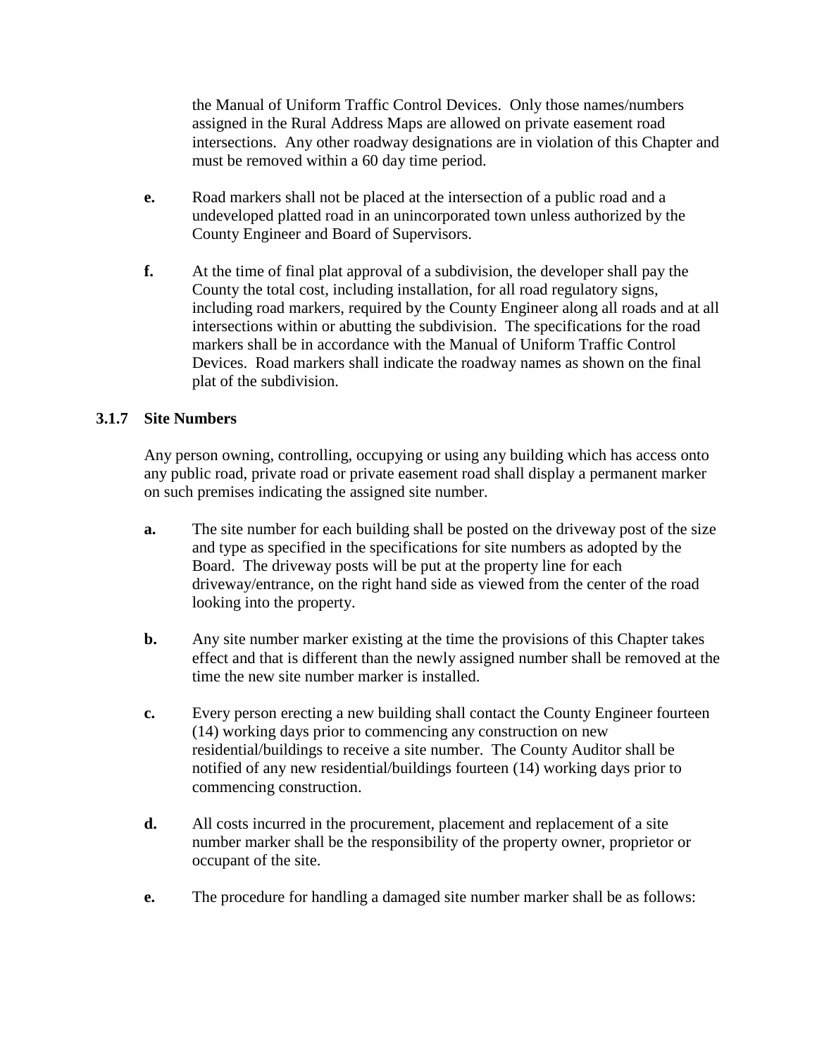the Manual of Uniform Traffic Control Devices. Only those names/numbers assigned in the Rural Address Maps are allowed on private easement road intersections. Any other roadway designations are in violation of this Chapter and must be removed within a 60 day time period.

**e.** Road markers shall not be placed at the intersection of a public road and a undeveloped platted road in an unincorporated town unless authorized by the County Engineer and Board of Supervisors.

**f.** At the time of final plat approval of a subdivision, the developer shall pay the County the total cost, including installation, for all road regulatory signs, including road markers, required by the County Engineer along all roads and at all intersections within or abutting the subdivision. The specifications for the road markers shall be in accordance with the Manual of Uniform Traffic Control Devices. Road markers shall indicate the roadway names as shown on the final plat of the subdivision.

### 3.1.7 Site Numbers

Any person owning, controlling, occupying or using any building which has access onto any public road, private road or private easement road shall display a permanent marker on such premises indicating the assigned site number.

**a.** The site number for each building shall be posted on the driveway post of the size and type as specified in the specifications for site numbers as adopted by the Board. The driveway posts will be put at the property line for each driveway/entrance, on the right hand side as viewed from the center of the road looking into the property.

**b.** Any site number marker existing at the time the provisions of this Chapter takes effect and that is different than the newly assigned number shall be removed at the time the new site number marker is installed.

**c.** Every person erecting a new building shall contact the County Engineer fourteen (14) working days prior to commencing any construction on new residential/buildings to receive a site number. The County Auditor shall be notified of any new residential/buildings fourteen (14) working days prior to commencing construction.

**d.** All costs incurred in the procurement, placement and replacement of a site number marker shall be the responsibility of the property owner, proprietor or occupant of the site.

**e.** The procedure for handling a damaged site number marker shall be as follows: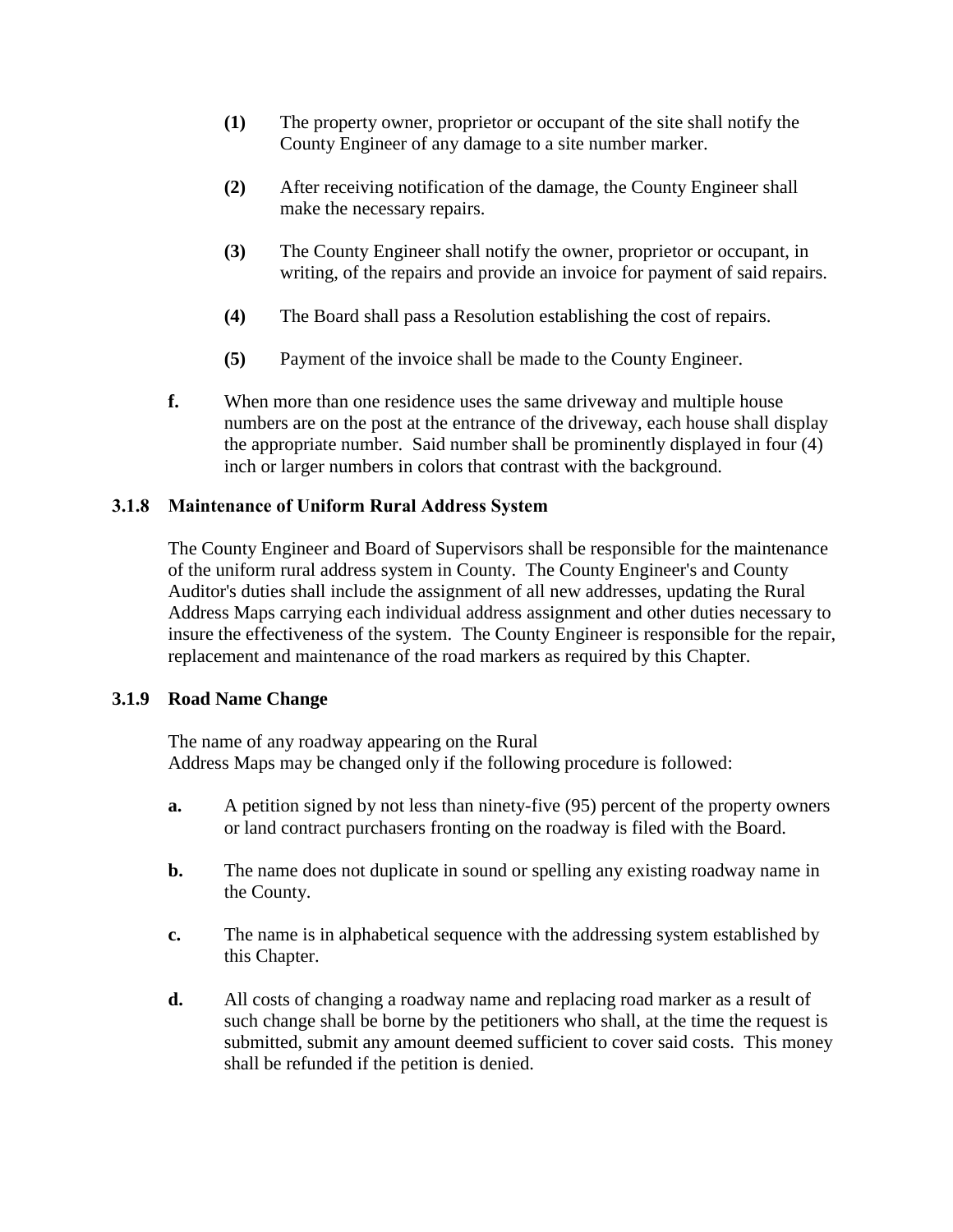**(1)** The property owner, proprietor or occupant of the site shall notify the County Engineer of any damage to a site number marker.

**(2)** After receiving notification of the damage, the County Engineer shall make the necessary repairs.

**(3)** The County Engineer shall notify the owner, proprietor or occupant, in writing, of the repairs and provide an invoice for payment of said repairs.

**(4)** The Board shall pass a Resolution establishing the cost of repairs.

**(5)** Payment of the invoice shall be made to the County Engineer.

**f.** When more than one residence uses the same driveway and multiple house numbers are on the post at the entrance of the driveway, each house shall display the appropriate number. Said number shall be prominently displayed in four (4) inch or larger numbers in colors that contrast with the background.

### 3.1.8 Maintenance of Uniform Rural Address System

The County Engineer and Board of Supervisors shall be responsible for the maintenance of the uniform rural address system in County. The County Engineer's and County Auditor's duties shall include the assignment of all new addresses, updating the Rural Address Maps carrying each individual address assignment and other duties necessary to insure the effectiveness of the system. The County Engineer is responsible for the repair, replacement and maintenance of the road markers as required by this Chapter.

### 3.1.9 Road Name Change

The name of any roadway appearing on the Rural Address Maps may be changed only if the following procedure is followed:

**a.** A petition signed by not less than ninety-five (95) percent of the property owners or land contract purchasers fronting on the roadway is filed with the Board.

**b.** The name does not duplicate in sound or spelling any existing roadway name in the County.

**c.** The name is in alphabetical sequence with the addressing system established by this Chapter.

**d.** All costs of changing a roadway name and replacing road marker as a result of such change shall be borne by the petitioners who shall, at the time the request is submitted, submit any amount deemed sufficient to cover said costs. This money shall be refunded if the petition is denied.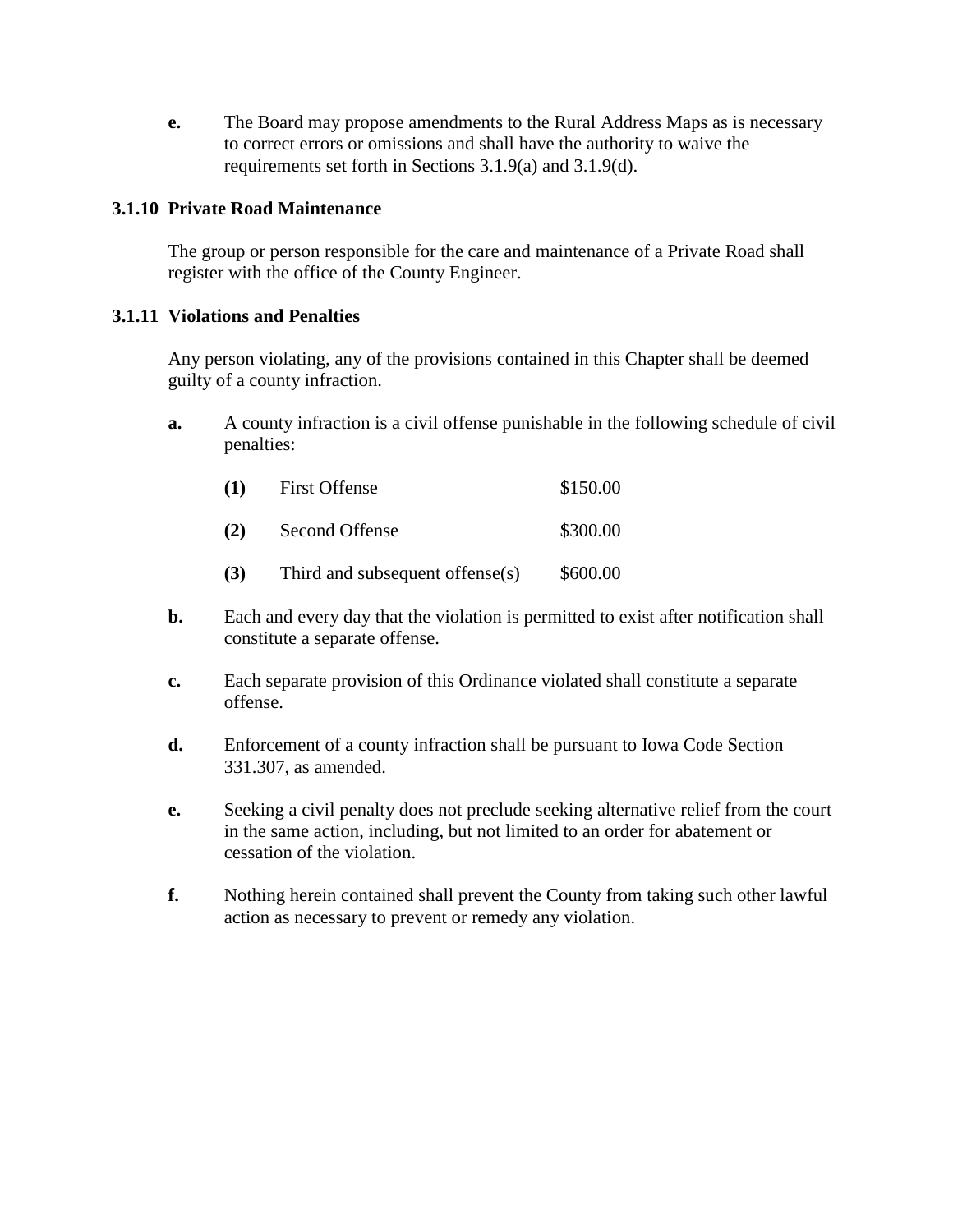**e.** The Board may propose amendments to the Rural Address Maps as is necessary to correct errors or omissions and shall have the authority to waive the requirements set forth in Sections 3.1.9(a) and 3.1.9(d).

### 3.1.10 Private Road Maintenance

The group or person responsible for the care and maintenance of a Private Road shall register with the office of the County Engineer.

### 3.1.11 Violations and Penalties

Any person violating, any of the provisions contained in this Chapter shall be deemed guilty of a county infraction.

**a.** A county infraction is a civil offense punishable in the following schedule of civil penalties:

| | | |
|---|---|---|
| **(1)** | First Offense | $150.00 |
| **(2)** | Second Offense | $300.00 |
| **(3)** | Third and subsequent offense(s) | $600.00 |

**b.** Each and every day that the violation is permitted to exist after notification shall constitute a separate offense.

**c.** Each separate provision of this Ordinance violated shall constitute a separate offense.

**d.** Enforcement of a county infraction shall be pursuant to Iowa Code Section 331.307, as amended.

**e.** Seeking a civil penalty does not preclude seeking alternative relief from the court in the same action, including, but not limited to an order for abatement or cessation of the violation.

**f.** Nothing herein contained shall prevent the County from taking such other lawful action as necessary to prevent or remedy any violation.